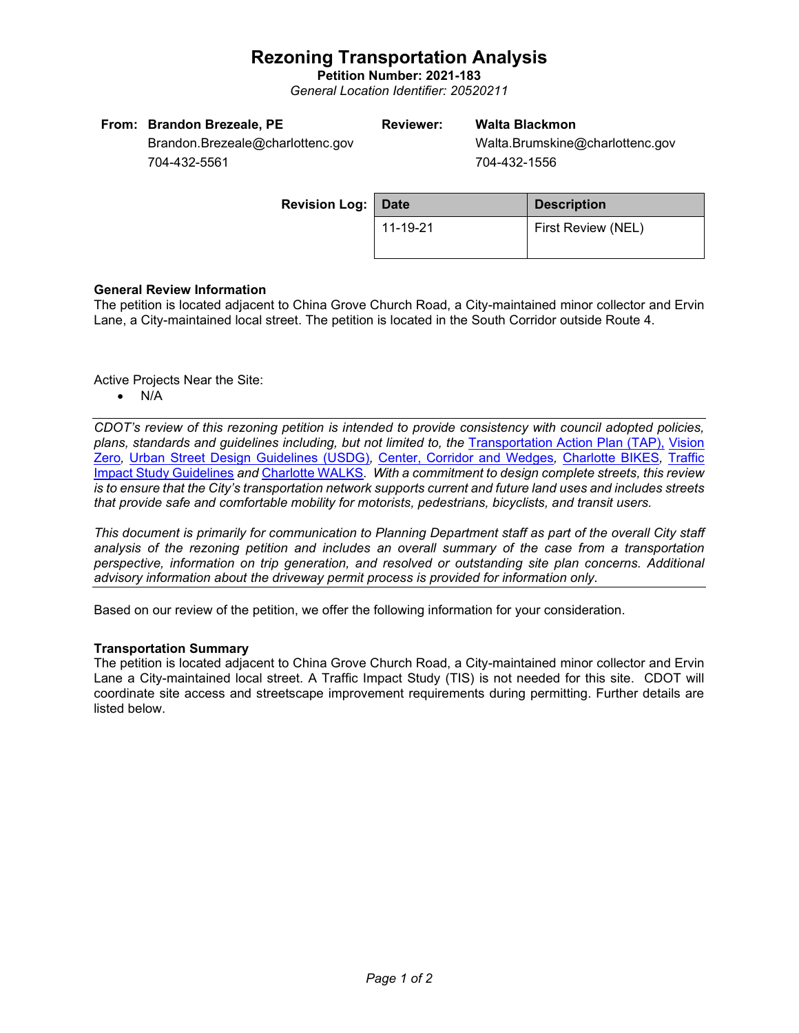# Rezoning Transportation Analysis

**Petition Number: 2021-183**

*General Location Identifier: 20520211*

| | | | |
|---|---|---|---|
| **From:** | **Brandon Brezeale, PE** | **Reviewer:** | **Walta Blackmon** |
| | Brandon.Brezeale@charlottenc.gov | | Walta.Brumskine@charlottenc.gov |
| | 704-432-5561 | | 704-432-1556 |

**Revision Log:**

| Date | Description |
|---|---|
| 11-19-21 | First Review (NEL) |

**General Review Information**

The petition is located adjacent to China Grove Church Road, a City-maintained minor collector and Ervin Lane, a City-maintained local street. The petition is located in the South Corridor outside Route 4.

Active Projects Near the Site:

- N/A

*CDOT's review of this rezoning petition is intended to provide consistency with council adopted policies, plans, standards and guidelines including, but not limited to, the Transportation Action Plan (TAP), Vision Zero, Urban Street Design Guidelines (USDG), Center, Corridor and Wedges, Charlotte BIKES, Traffic Impact Study Guidelines and Charlotte WALKS. With a commitment to design complete streets, this review is to ensure that the City's transportation network supports current and future land uses and includes streets that provide safe and comfortable mobility for motorists, pedestrians, bicyclists, and transit users.*

*This document is primarily for communication to Planning Department staff as part of the overall City staff analysis of the rezoning petition and includes an overall summary of the case from a transportation perspective, information on trip generation, and resolved or outstanding site plan concerns. Additional advisory information about the driveway permit process is provided for information only.*

Based on our review of the petition, we offer the following information for your consideration.

**Transportation Summary**

The petition is located adjacent to China Grove Church Road, a City-maintained minor collector and Ervin Lane a City-maintained local street. A Traffic Impact Study (TIS) is not needed for this site. CDOT will coordinate site access and streetscape improvement requirements during permitting. Further details are listed below.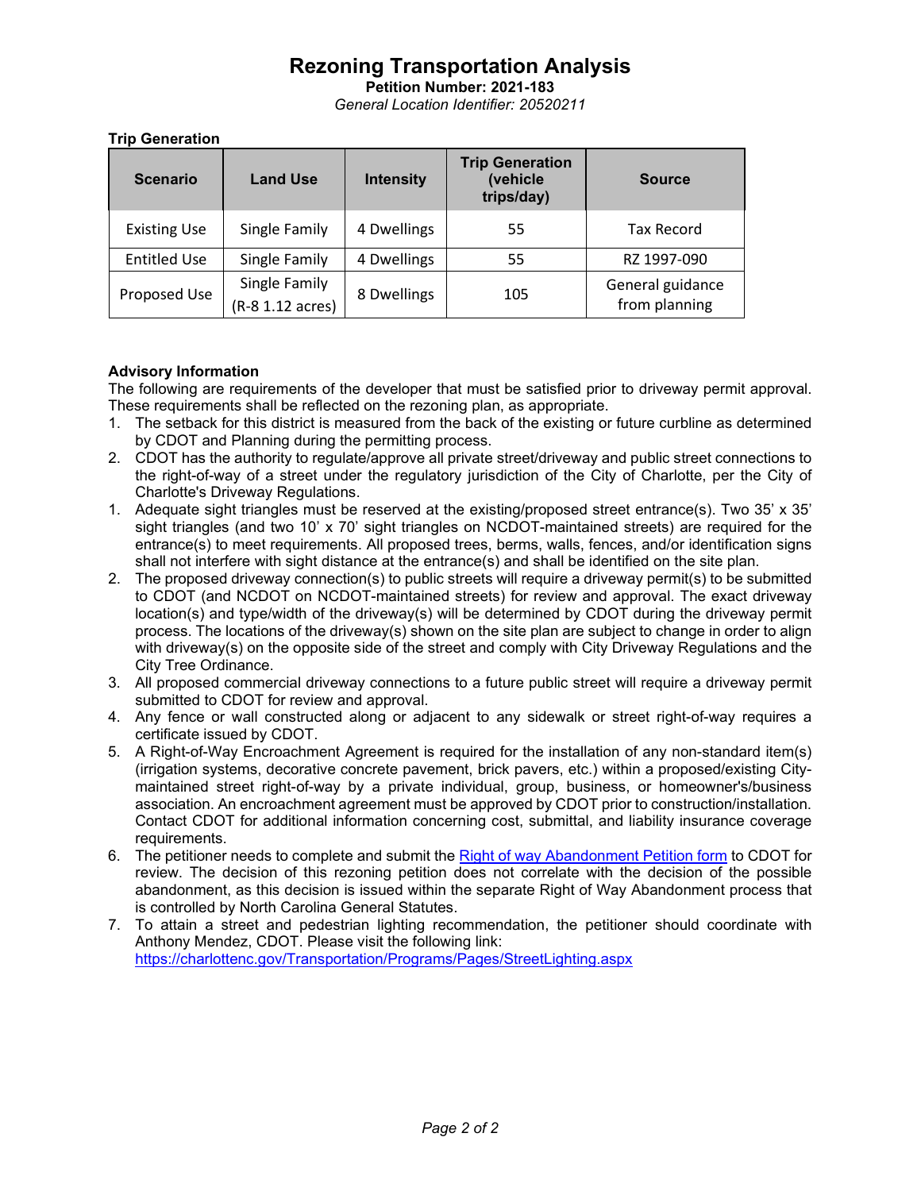# Rezoning Transportation Analysis

**Petition Number: 2021-183**

*General Location Identifier: 20520211*

**Trip Generation**

| Scenario | Land Use | Intensity | Trip Generation (vehicle trips/day) | Source |
|---|---|---|---|---|
| Existing Use | Single Family | 4 Dwellings | 55 | Tax Record |
| Entitled Use | Single Family | 4 Dwellings | 55 | RZ 1997-090 |
| Proposed Use | Single Family (R-8 1.12 acres) | 8 Dwellings | 105 | General guidance from planning |

**Advisory Information**

The following are requirements of the developer that must be satisfied prior to driveway permit approval. These requirements shall be reflected on the rezoning plan, as appropriate.

1. The setback for this district is measured from the back of the existing or future curbline as determined by CDOT and Planning during the permitting process.
2. CDOT has the authority to regulate/approve all private street/driveway and public street connections to the right-of-way of a street under the regulatory jurisdiction of the City of Charlotte, per the City of Charlotte's Driveway Regulations.

1. Adequate sight triangles must be reserved at the existing/proposed street entrance(s). Two 35' x 35' sight triangles (and two 10' x 70' sight triangles on NCDOT-maintained streets) are required for the entrance(s) to meet requirements. All proposed trees, berms, walls, fences, and/or identification signs shall not interfere with sight distance at the entrance(s) and shall be identified on the site plan.
2. The proposed driveway connection(s) to public streets will require a driveway permit(s) to be submitted to CDOT (and NCDOT on NCDOT-maintained streets) for review and approval. The exact driveway location(s) and type/width of the driveway(s) will be determined by CDOT during the driveway permit process. The locations of the driveway(s) shown on the site plan are subject to change in order to align with driveway(s) on the opposite side of the street and comply with City Driveway Regulations and the City Tree Ordinance.
3. All proposed commercial driveway connections to a future public street will require a driveway permit submitted to CDOT for review and approval.
4. Any fence or wall constructed along or adjacent to any sidewalk or street right-of-way requires a certificate issued by CDOT.
5. A Right-of-Way Encroachment Agreement is required for the installation of any non-standard item(s) (irrigation systems, decorative concrete pavement, brick pavers, etc.) within a proposed/existing City-maintained street right-of-way by a private individual, group, business, or homeowner's/business association. An encroachment agreement must be approved by CDOT prior to construction/installation. Contact CDOT for additional information concerning cost, submittal, and liability insurance coverage requirements.
6. The petitioner needs to complete and submit the Right of way Abandonment Petition form to CDOT for review. The decision of this rezoning petition does not correlate with the decision of the possible abandonment, as this decision is issued within the separate Right of Way Abandonment process that is controlled by North Carolina General Statutes.
7. To attain a street and pedestrian lighting recommendation, the petitioner should coordinate with Anthony Mendez, CDOT. Please visit the following link: https://charlottenc.gov/Transportation/Programs/Pages/StreetLighting.aspx